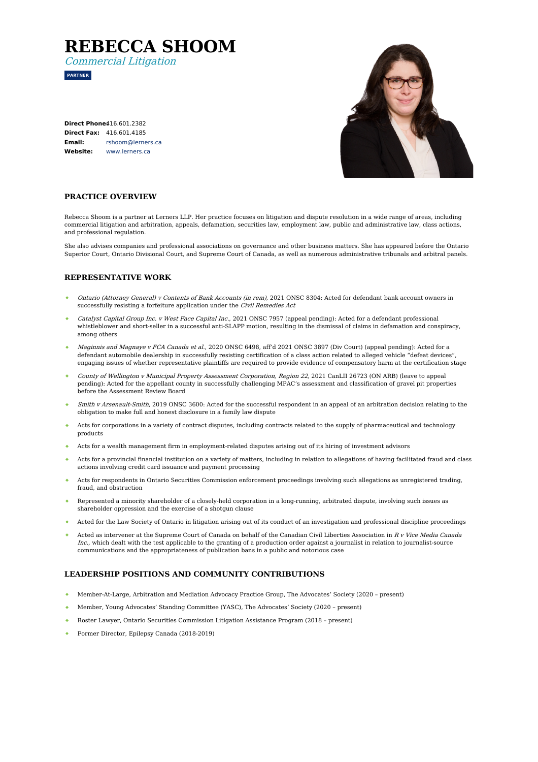# REBECCA SHOOM

*Commercial Litigation*

**PARTNER**

**Direct Phone:** 416.601.2382
**Direct Fax:** 416.601.4185
**Email:** rshoom@lerners.ca
**Website:** www.lerners.ca

## PRACTICE OVERVIEW

Rebecca Shoom is a partner at Lerners LLP. Her practice focuses on litigation and dispute resolution in a wide range of areas, including commercial litigation and arbitration, appeals, defamation, securities law, employment law, public and administrative law, class actions, and professional regulation.

She also advises companies and professional associations on governance and other business matters. She has appeared before the Ontario Superior Court, Ontario Divisional Court, and Supreme Court of Canada, as well as numerous administrative tribunals and arbitral panels.

## REPRESENTATIVE WORK

- *Ontario (Attorney General) v Contents of Bank Accounts (in rem)*, 2021 ONSC 8304: Acted for defendant bank account owners in successfully resisting a forfeiture application under the *Civil Remedies Act*
- *Catalyst Capital Group Inc. v West Face Capital Inc.*, 2021 ONSC 7957 (appeal pending): Acted for a defendant professional whistleblower and short-seller in a successful anti-SLAPP motion, resulting in the dismissal of claims in defamation and conspiracy, among others
- *Maginnis and Magnaye v FCA Canada et al.*, 2020 ONSC 6498, aff'd 2021 ONSC 3897 (Div Court) (appeal pending): Acted for a defendant automobile dealership in successfully resisting certification of a class action related to alleged vehicle "defeat devices", engaging issues of whether representative plaintiffs are required to provide evidence of compensatory harm at the certification stage
- *County of Wellington v Municipal Property Assessment Corporation, Region 22*, 2021 CanLII 26723 (ON ARB) (leave to appeal pending): Acted for the appellant county in successfully challenging MPAC's assessment and classification of gravel pit properties before the Assessment Review Board
- *Smith v Arsenault-Smith*, 2019 ONSC 3600: Acted for the successful respondent in an appeal of an arbitration decision relating to the obligation to make full and honest disclosure in a family law dispute
- Acts for corporations in a variety of contract disputes, including contracts related to the supply of pharmaceutical and technology products
- Acts for a wealth management firm in employment-related disputes arising out of its hiring of investment advisors
- Acts for a provincial financial institution on a variety of matters, including in relation to allegations of having facilitated fraud and class actions involving credit card issuance and payment processing
- Acts for respondents in Ontario Securities Commission enforcement proceedings involving such allegations as unregistered trading, fraud, and obstruction
- Represented a minority shareholder of a closely-held corporation in a long-running, arbitrated dispute, involving such issues as shareholder oppression and the exercise of a shotgun clause
- Acted for the Law Society of Ontario in litigation arising out of its conduct of an investigation and professional discipline proceedings
- Acted as intervener at the Supreme Court of Canada on behalf of the Canadian Civil Liberties Association in *R v Vice Media Canada Inc.*, which dealt with the test applicable to the granting of a production order against a journalist in relation to journalist-source communications and the appropriateness of publication bans in a public and notorious case

## LEADERSHIP POSITIONS AND COMMUNITY CONTRIBUTIONS

- Member-At-Large, Arbitration and Mediation Advocacy Practice Group, The Advocates' Society (2020 – present)
- Member, Young Advocates' Standing Committee (YASC), The Advocates' Society (2020 – present)
- Roster Lawyer, Ontario Securities Commission Litigation Assistance Program (2018 – present)
- Former Director, Epilepsy Canada (2018-2019)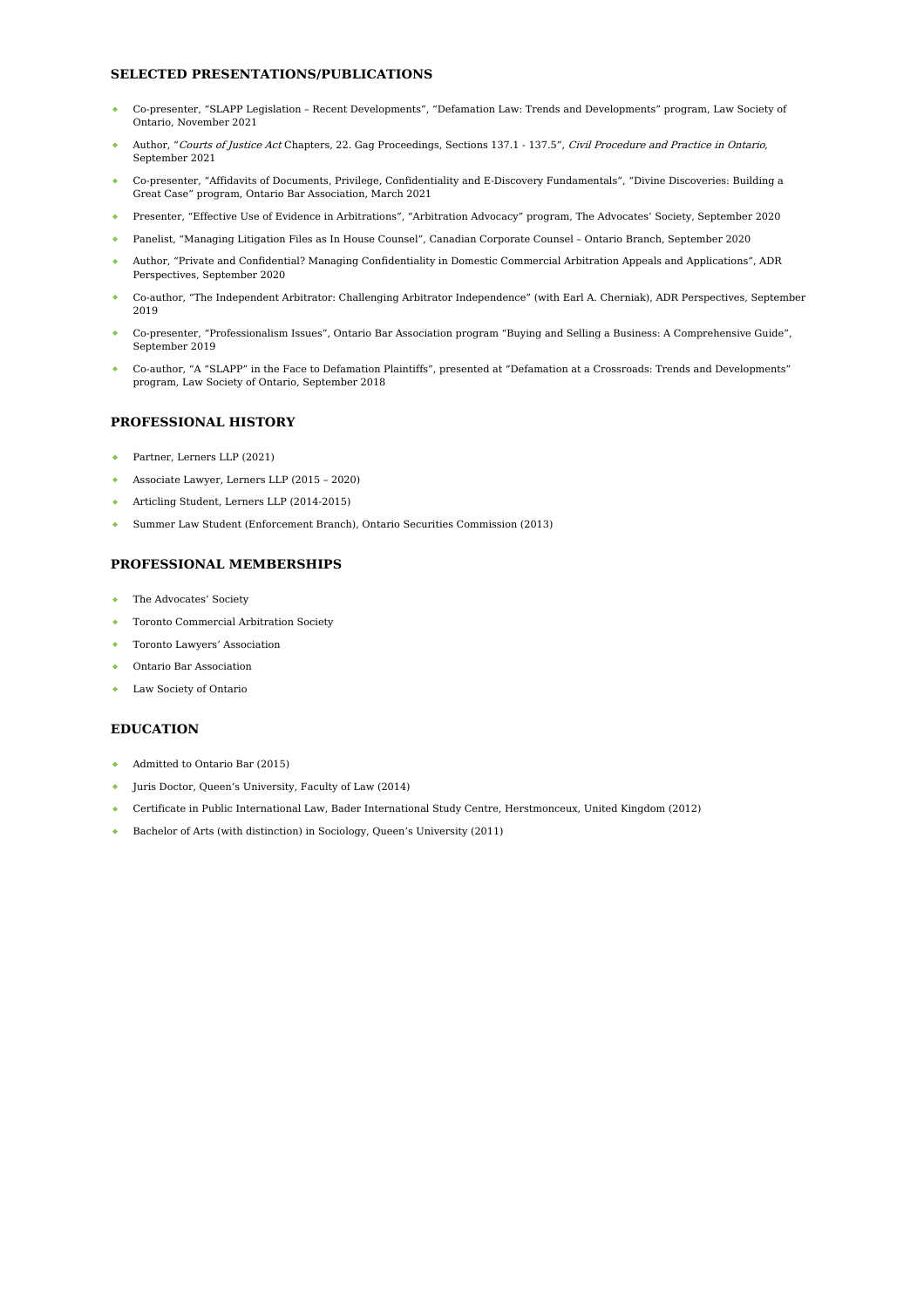## SELECTED PRESENTATIONS/PUBLICATIONS

- Co-presenter, "SLAPP Legislation – Recent Developments", "Defamation Law: Trends and Developments" program, Law Society of Ontario, November 2021
- Author, "*Courts of Justice Act* Chapters, 22. Gag Proceedings, Sections 137.1 - 137.5", *Civil Procedure and Practice in Ontario,* September 2021
- Co-presenter, "Affidavits of Documents, Privilege, Confidentiality and E-Discovery Fundamentals", "Divine Discoveries: Building a Great Case" program, Ontario Bar Association, March 2021
- Presenter, "Effective Use of Evidence in Arbitrations", "Arbitration Advocacy" program, The Advocates' Society, September 2020
- Panelist, "Managing Litigation Files as In House Counsel", Canadian Corporate Counsel – Ontario Branch, September 2020
- Author, "Private and Confidential? Managing Confidentiality in Domestic Commercial Arbitration Appeals and Applications", ADR Perspectives, September 2020
- Co-author, "The Independent Arbitrator: Challenging Arbitrator Independence" (with Earl A. Cherniak), ADR Perspectives, September 2019
- Co-presenter, "Professionalism Issues", Ontario Bar Association program "Buying and Selling a Business: A Comprehensive Guide", September 2019
- Co-author, "A "SLAPP" in the Face to Defamation Plaintiffs", presented at "Defamation at a Crossroads: Trends and Developments" program, Law Society of Ontario, September 2018

## PROFESSIONAL HISTORY

- Partner, Lerners LLP (2021)
- Associate Lawyer, Lerners LLP (2015 – 2020)
- Articling Student, Lerners LLP (2014-2015)
- Summer Law Student (Enforcement Branch), Ontario Securities Commission (2013)

## PROFESSIONAL MEMBERSHIPS

- The Advocates' Society
- Toronto Commercial Arbitration Society
- Toronto Lawyers' Association
- Ontario Bar Association
- Law Society of Ontario

## EDUCATION

- Admitted to Ontario Bar (2015)
- Juris Doctor, Queen's University, Faculty of Law (2014)
- Certificate in Public International Law, Bader International Study Centre, Herstmonceux, United Kingdom (2012)
- Bachelor of Arts (with distinction) in Sociology, Queen's University (2011)